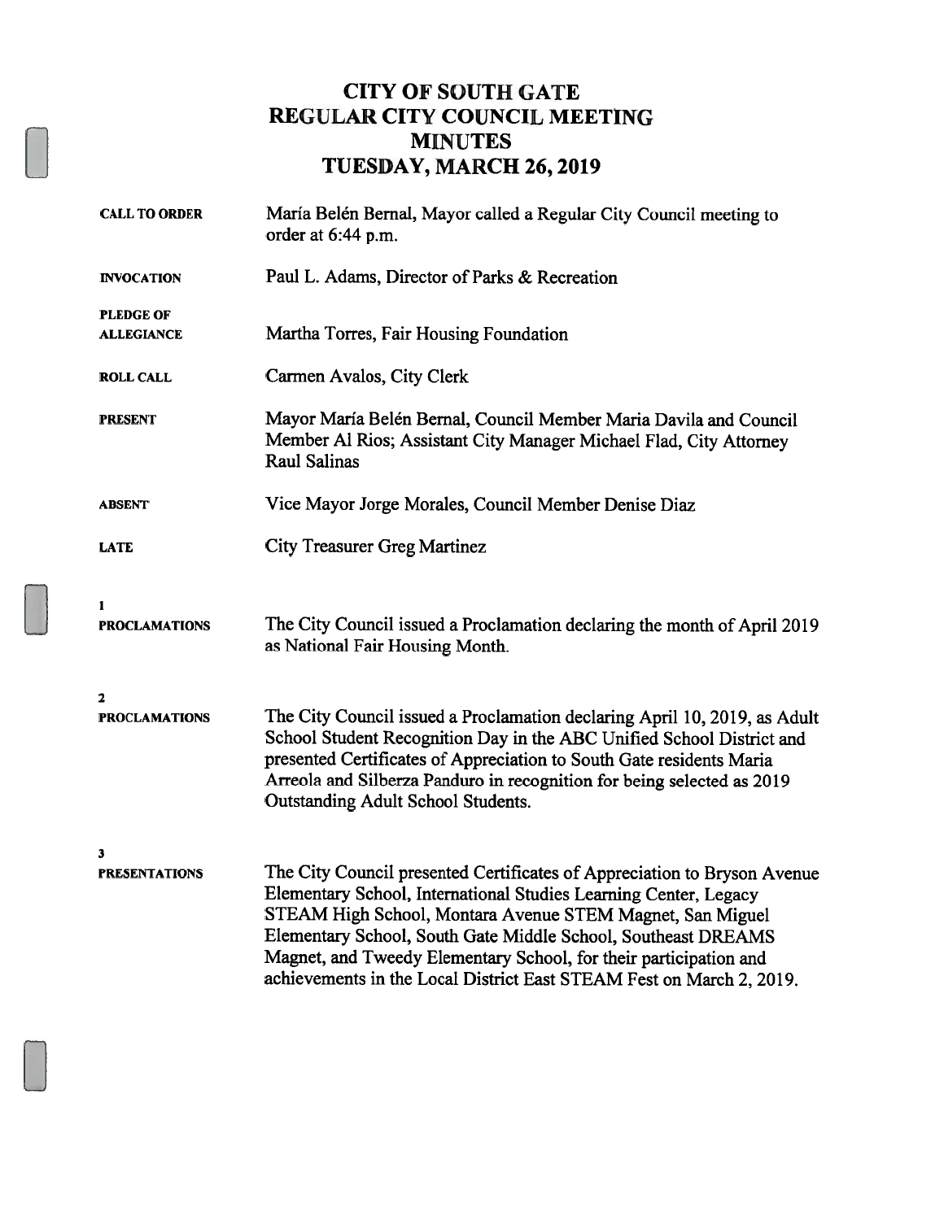# CITY OF SOUTH GATE
# REGULAR CITY COUNCIL MEETING
# MINUTES
# TUESDAY, MARCH 26, 2019

**CALL TO ORDER** María Belén Bernal, Mayor called a Regular City Council meeting to order at 6:44 p.m.

**INVOCATION** Paul L. Adams, Director of Parks & Recreation

**PLEDGE OF ALLEGIANCE** Martha Torres, Fair Housing Foundation

**ROLL CALL** Carmen Avalos, City Clerk

**PRESENT** Mayor María Belén Bernal, Council Member Maria Davila and Council Member Al Rios; Assistant City Manager Michael Flad, City Attorney Raul Salinas

**ABSENT** Vice Mayor Jorge Morales, Council Member Denise Diaz

**LATE** City Treasurer Greg Martinez

**1**
**PROCLAMATIONS** The City Council issued a Proclamation declaring the month of April 2019 as National Fair Housing Month.

**2**
**PROCLAMATIONS** The City Council issued a Proclamation declaring April 10, 2019, as Adult School Student Recognition Day in the ABC Unified School District and presented Certificates of Appreciation to South Gate residents Maria Arreola and Silberza Panduro in recognition for being selected as 2019 Outstanding Adult School Students.

**3**
**PRESENTATIONS** The City Council presented Certificates of Appreciation to Bryson Avenue Elementary School, International Studies Learning Center, Legacy STEAM High School, Montara Avenue STEM Magnet, San Miguel Elementary School, South Gate Middle School, Southeast DREAMS Magnet, and Tweedy Elementary School, for their participation and achievements in the Local District East STEAM Fest on March 2, 2019.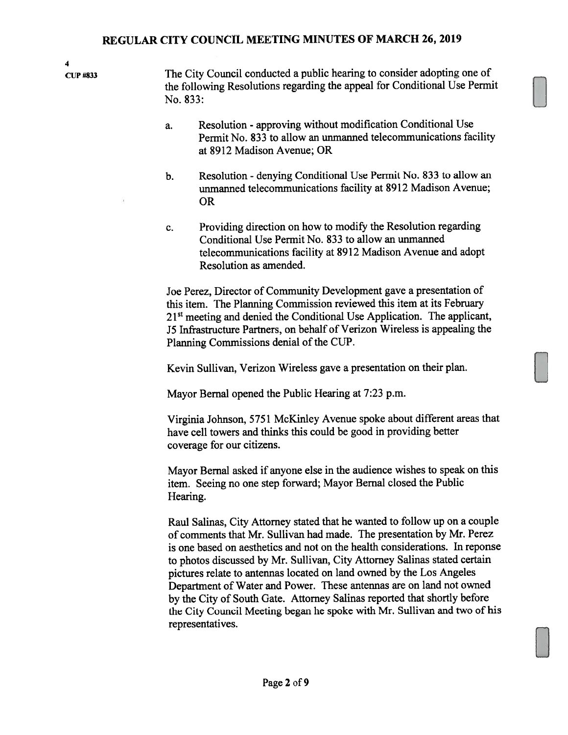4

CUP #833

The City Council conducted a public hearing to consider adopting one of the following Resolutions regarding the appeal for Conditional Use Permit No. 833:

a. Resolution - approving without modification Conditional Use Permit No. 833 to allow an unmanned telecommunications facility at 8912 Madison Avenue; OR

b. Resolution - denying Conditional Use Permit No. 833 to allow an unmanned telecommunications facility at 8912 Madison Avenue; OR

c. Providing direction on how to modify the Resolution regarding Conditional Use Permit No. 833 to allow an unmanned telecommunications facility at 8912 Madison Avenue and adopt Resolution as amended.

Joe Perez, Director of Community Development gave a presentation of this item. The Planning Commission reviewed this item at its February 21st meeting and denied the Conditional Use Application. The applicant, J5 Infrastructure Partners, on behalf of Verizon Wireless is appealing the Planning Commissions denial of the CUP.

Kevin Sullivan, Verizon Wireless gave a presentation on their plan.

Mayor Bernal opened the Public Hearing at 7:23 p.m.

Virginia Johnson, 5751 McKinley Avenue spoke about different areas that have cell towers and thinks this could be good in providing better coverage for our citizens.

Mayor Bernal asked if anyone else in the audience wishes to speak on this item. Seeing no one step forward; Mayor Bernal closed the Public Hearing.

Raul Salinas, City Attorney stated that he wanted to follow up on a couple of comments that Mr. Sullivan had made. The presentation by Mr. Perez is one based on aesthetics and not on the health considerations. In reponse to photos discussed by Mr. Sullivan, City Attorney Salinas stated certain pictures relate to antennas located on land owned by the Los Angeles Department of Water and Power. These antennas are on land not owned by the City of South Gate. Attorney Salinas reported that shortly before the City Council Meeting began he spoke with Mr. Sullivan and two of his representatives.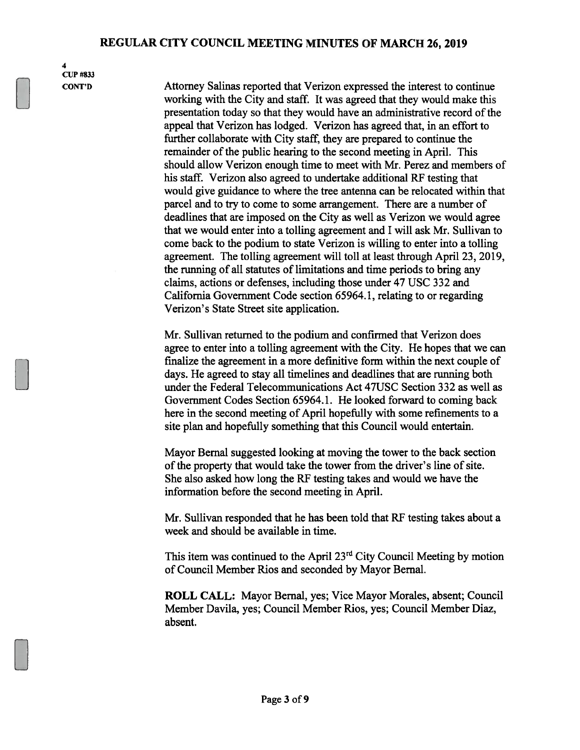4
CUP #833
CONT'D

Attorney Salinas reported that Verizon expressed the interest to continue working with the City and staff. It was agreed that they would make this presentation today so that they would have an administrative record of the appeal that Verizon has lodged. Verizon has agreed that, in an effort to further collaborate with City staff, they are prepared to continue the remainder of the public hearing to the second meeting in April. This should allow Verizon enough time to meet with Mr. Perez and members of his staff. Verizon also agreed to undertake additional RF testing that would give guidance to where the tree antenna can be relocated within that parcel and to try to come to some arrangement. There are a number of deadlines that are imposed on the City as well as Verizon we would agree that we would enter into a tolling agreement and I will ask Mr. Sullivan to come back to the podium to state Verizon is willing to enter into a tolling agreement. The tolling agreement will toll at least through April 23, 2019, the running of all statutes of limitations and time periods to bring any claims, actions or defenses, including those under 47 USC 332 and California Government Code section 65964.1, relating to or regarding Verizon's State Street site application.

Mr. Sullivan returned to the podium and confirmed that Verizon does agree to enter into a tolling agreement with the City. He hopes that we can finalize the agreement in a more definitive form within the next couple of days. He agreed to stay all timelines and deadlines that are running both under the Federal Telecommunications Act 47USC Section 332 as well as Government Codes Section 65964.1. He looked forward to coming back here in the second meeting of April hopefully with some refinements to a site plan and hopefully something that this Council would entertain.

Mayor Bernal suggested looking at moving the tower to the back section of the property that would take the tower from the driver's line of site. She also asked how long the RF testing takes and would we have the information before the second meeting in April.

Mr. Sullivan responded that he has been told that RF testing takes about a week and should be available in time.

This item was continued to the April 23rd City Council Meeting by motion of Council Member Rios and seconded by Mayor Bernal.

**ROLL CALL:** Mayor Bernal, yes; Vice Mayor Morales, absent; Council Member Davila, yes; Council Member Rios, yes; Council Member Diaz, absent.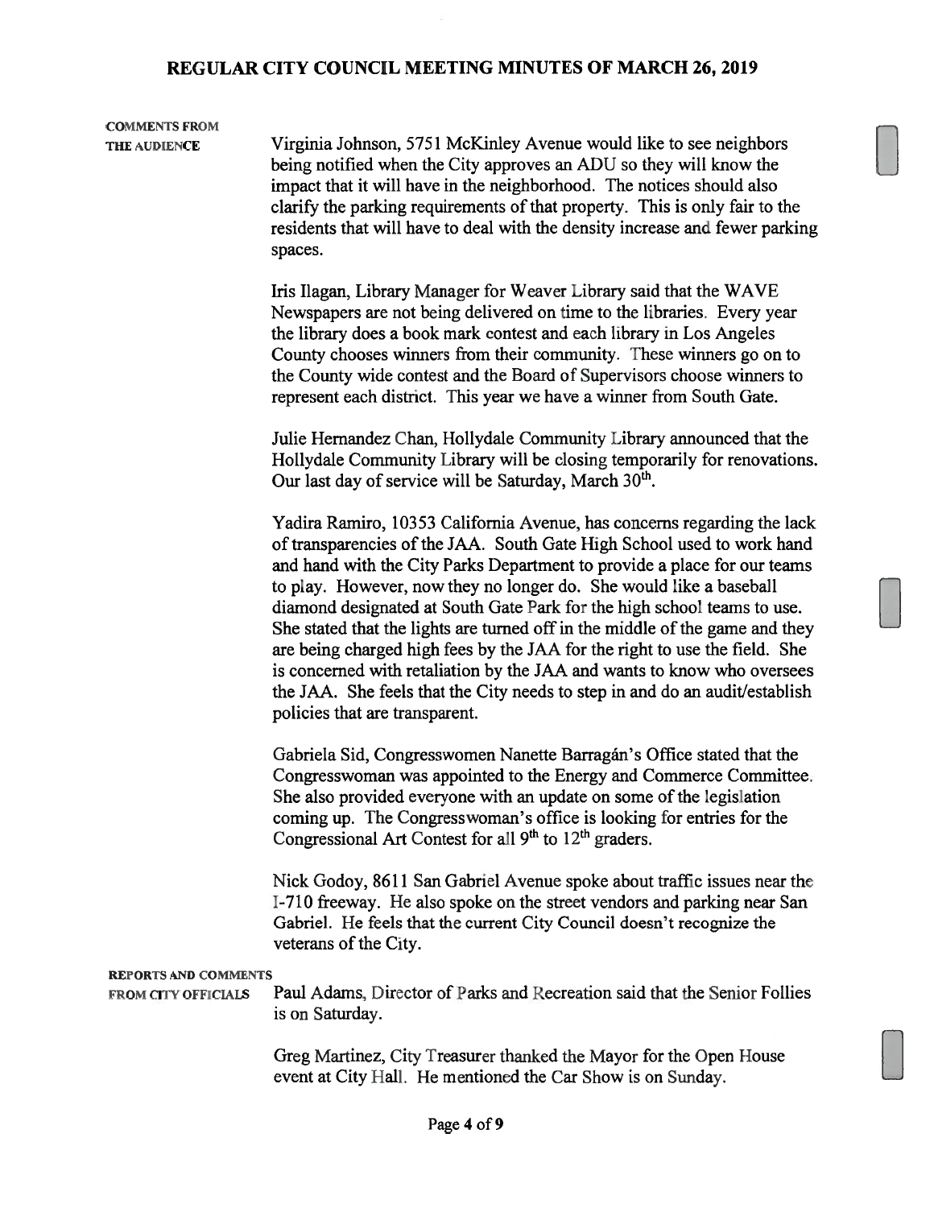# REGULAR CITY COUNCIL MEETING MINUTES OF MARCH 26, 2019

**COMMENTS FROM THE AUDIENCE**

Virginia Johnson, 5751 McKinley Avenue would like to see neighbors being notified when the City approves an ADU so they will know the impact that it will have in the neighborhood. The notices should also clarify the parking requirements of that property. This is only fair to the residents that will have to deal with the density increase and fewer parking spaces.

Iris Ilagan, Library Manager for Weaver Library said that the WAVE Newspapers are not being delivered on time to the libraries. Every year the library does a book mark contest and each library in Los Angeles County chooses winners from their community. These winners go on to the County wide contest and the Board of Supervisors choose winners to represent each district. This year we have a winner from South Gate.

Julie Hernandez Chan, Hollydale Community Library announced that the Hollydale Community Library will be closing temporarily for renovations. Our last day of service will be Saturday, March 30th.

Yadira Ramiro, 10353 California Avenue, has concerns regarding the lack of transparencies of the JAA. South Gate High School used to work hand and hand with the City Parks Department to provide a place for our teams to play. However, now they no longer do. She would like a baseball diamond designated at South Gate Park for the high school teams to use. She stated that the lights are turned off in the middle of the game and they are being charged high fees by the JAA for the right to use the field. She is concerned with retaliation by the JAA and wants to know who oversees the JAA. She feels that the City needs to step in and do an audit/establish policies that are transparent.

Gabriela Sid, Congresswomen Nanette Barragán's Office stated that the Congresswoman was appointed to the Energy and Commerce Committee. She also provided everyone with an update on some of the legislation coming up. The Congresswoman's office is looking for entries for the Congressional Art Contest for all 9th to 12th graders.

Nick Godoy, 8611 San Gabriel Avenue spoke about traffic issues near the I-710 freeway. He also spoke on the street vendors and parking near San Gabriel. He feels that the current City Council doesn't recognize the veterans of the City.

**REPORTS AND COMMENTS FROM CITY OFFICIALS**

Paul Adams, Director of Parks and Recreation said that the Senior Follies is on Saturday.

Greg Martinez, City Treasurer thanked the Mayor for the Open House event at City Hall. He mentioned the Car Show is on Sunday.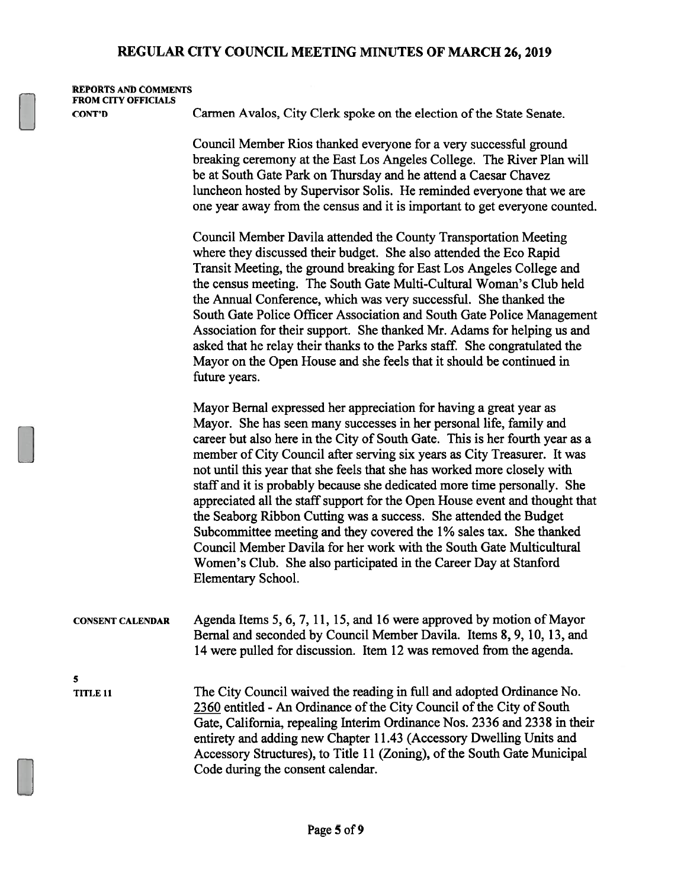**REPORTS AND COMMENTS FROM CITY OFFICIALS CONT'D**

Carmen Avalos, City Clerk spoke on the election of the State Senate.

Council Member Rios thanked everyone for a very successful ground breaking ceremony at the East Los Angeles College. The River Plan will be at South Gate Park on Thursday and he attend a Caesar Chavez luncheon hosted by Supervisor Solis. He reminded everyone that we are one year away from the census and it is important to get everyone counted.

Council Member Davila attended the County Transportation Meeting where they discussed their budget. She also attended the Eco Rapid Transit Meeting, the ground breaking for East Los Angeles College and the census meeting. The South Gate Multi-Cultural Woman's Club held the Annual Conference, which was very successful. She thanked the South Gate Police Officer Association and South Gate Police Management Association for their support. She thanked Mr. Adams for helping us and asked that he relay their thanks to the Parks staff. She congratulated the Mayor on the Open House and she feels that it should be continued in future years.

Mayor Bernal expressed her appreciation for having a great year as Mayor. She has seen many successes in her personal life, family and career but also here in the City of South Gate. This is her fourth year as a member of City Council after serving six years as City Treasurer. It was not until this year that she feels that she has worked more closely with staff and it is probably because she dedicated more time personally. She appreciated all the staff support for the Open House event and thought that the Seaborg Ribbon Cutting was a success. She attended the Budget Subcommittee meeting and they covered the 1% sales tax. She thanked Council Member Davila for her work with the South Gate Multicultural Women's Club. She also participated in the Career Day at Stanford Elementary School.

**CONSENT CALENDAR**

Agenda Items 5, 6, 7, 11, 15, and 16 were approved by motion of Mayor Bernal and seconded by Council Member Davila. Items 8, 9, 10, 13, and 14 were pulled for discussion. Item 12 was removed from the agenda.

**5**
**TITLE 11**

The City Council waived the reading in full and adopted Ordinance No. 2360 entitled - An Ordinance of the City Council of the City of South Gate, California, repealing Interim Ordinance Nos. 2336 and 2338 in their entirety and adding new Chapter 11.43 (Accessory Dwelling Units and Accessory Structures), to Title 11 (Zoning), of the South Gate Municipal Code during the consent calendar.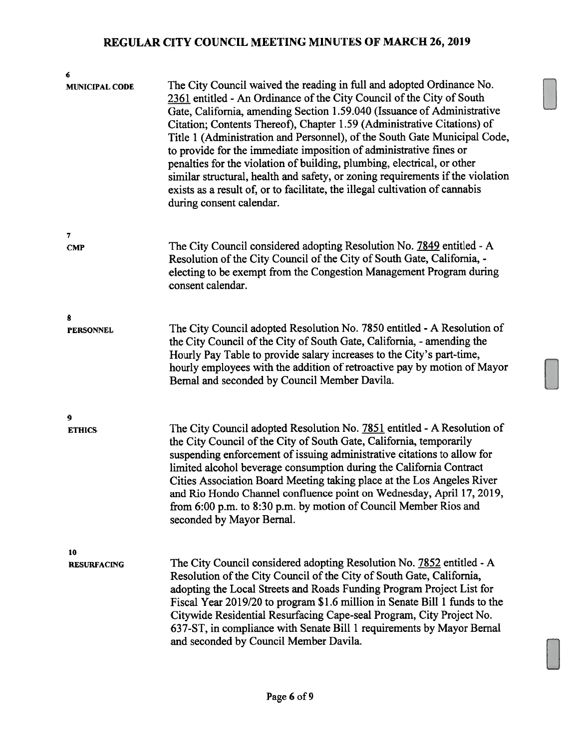# REGULAR CITY COUNCIL MEETING MINUTES OF MARCH 26, 2019

**6**
**MUNICIPAL CODE**

The City Council waived the reading in full and adopted Ordinance No. 2361 entitled - An Ordinance of the City Council of the City of South Gate, California, amending Section 1.59.040 (Issuance of Administrative Citation; Contents Thereof), Chapter 1.59 (Administrative Citations) of Title 1 (Administration and Personnel), of the South Gate Municipal Code, to provide for the immediate imposition of administrative fines or penalties for the violation of building, plumbing, electrical, or other similar structural, health and safety, or zoning requirements if the violation exists as a result of, or to facilitate, the illegal cultivation of cannabis during consent calendar.

**7**
**CMP**

The City Council considered adopting Resolution No. 7849 entitled - A Resolution of the City Council of the City of South Gate, California, - electing to be exempt from the Congestion Management Program during consent calendar.

**8**
**PERSONNEL**

The City Council adopted Resolution No. 7850 entitled - A Resolution of the City Council of the City of South Gate, California, - amending the Hourly Pay Table to provide salary increases to the City's part-time, hourly employees with the addition of retroactive pay by motion of Mayor Bernal and seconded by Council Member Davila.

**9**
**ETHICS**

The City Council adopted Resolution No. 7851 entitled - A Resolution of the City Council of the City of South Gate, California, temporarily suspending enforcement of issuing administrative citations to allow for limited alcohol beverage consumption during the California Contract Cities Association Board Meeting taking place at the Los Angeles River and Rio Hondo Channel confluence point on Wednesday, April 17, 2019, from 6:00 p.m. to 8:30 p.m. by motion of Council Member Rios and seconded by Mayor Bernal.

**10**
**RESURFACING**

The City Council considered adopting Resolution No. 7852 entitled - A Resolution of the City Council of the City of South Gate, California, adopting the Local Streets and Roads Funding Program Project List for Fiscal Year 2019/20 to program $1.6 million in Senate Bill 1 funds to the Citywide Residential Resurfacing Cape-seal Program, City Project No. 637-ST, in compliance with Senate Bill 1 requirements by Mayor Bernal and seconded by Council Member Davila.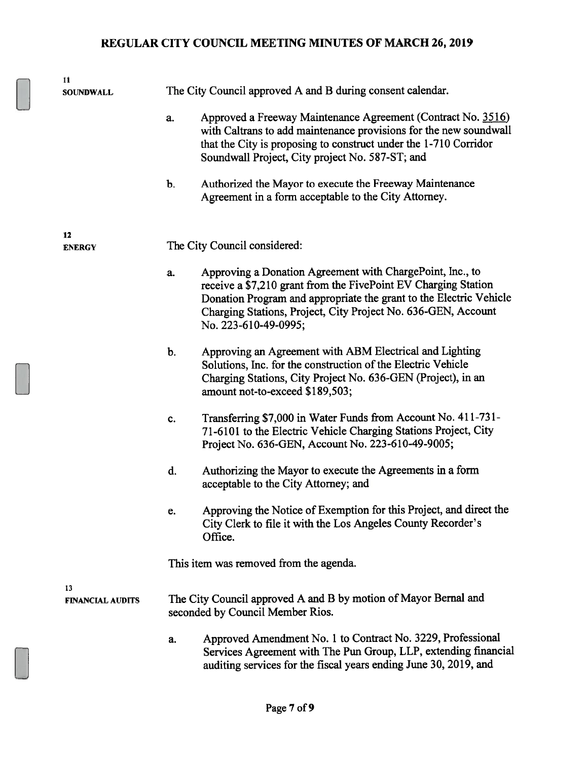**11**
**SOUNDWALL**

The City Council approved A and B during consent calendar.

a. Approved a Freeway Maintenance Agreement (Contract No. 3516) with Caltrans to add maintenance provisions for the new soundwall that the City is proposing to construct under the 1-710 Corridor Soundwall Project, City project No. 587-ST; and

b. Authorized the Mayor to execute the Freeway Maintenance Agreement in a form acceptable to the City Attorney.

**12**
**ENERGY**

The City Council considered:

a. Approving a Donation Agreement with ChargePoint, Inc., to receive a $7,210 grant from the FivePoint EV Charging Station Donation Program and appropriate the grant to the Electric Vehicle Charging Stations, Project, City Project No. 636-GEN, Account No. 223-610-49-0995;

b. Approving an Agreement with ABM Electrical and Lighting Solutions, Inc. for the construction of the Electric Vehicle Charging Stations, City Project No. 636-GEN (Project), in an amount not-to-exceed $189,503;

c. Transferring $7,000 in Water Funds from Account No. 411-731-71-6101 to the Electric Vehicle Charging Stations Project, City Project No. 636-GEN, Account No. 223-610-49-9005;

d. Authorizing the Mayor to execute the Agreements in a form acceptable to the City Attorney; and

e. Approving the Notice of Exemption for this Project, and direct the City Clerk to file it with the Los Angeles County Recorder's Office.

This item was removed from the agenda.

**13**
**FINANCIAL AUDITS**

The City Council approved A and B by motion of Mayor Bernal and seconded by Council Member Rios.

a. Approved Amendment No. 1 to Contract No. 3229, Professional Services Agreement with The Pun Group, LLP, extending financial auditing services for the fiscal years ending June 30, 2019, and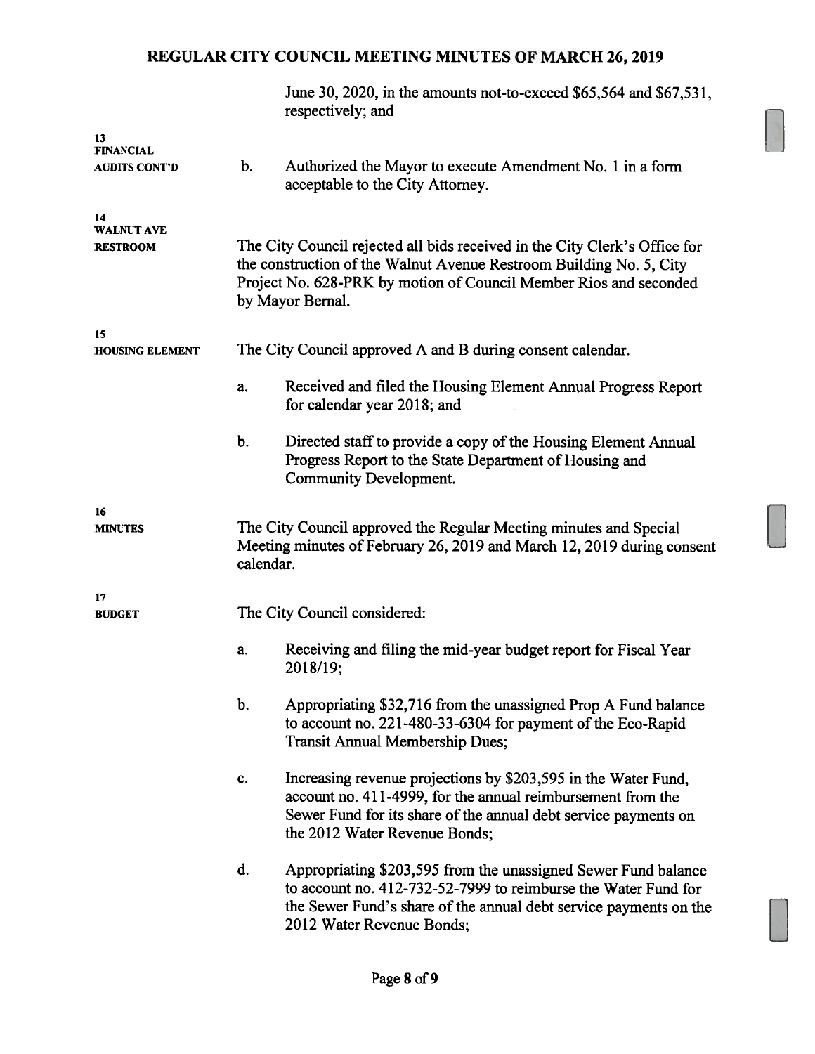June 30, 2020, in the amounts not-to-exceed $65,564 and $67,531, respectively; and

**13 FINANCIAL AUDITS CONT'D**

b. Authorized the Mayor to execute Amendment No. 1 in a form acceptable to the City Attorney.

**14 WALNUT AVE RESTROOM**

The City Council rejected all bids received in the City Clerk's Office for the construction of the Walnut Avenue Restroom Building No. 5, City Project No. 628-PRK by motion of Council Member Rios and seconded by Mayor Bernal.

**15 HOUSING ELEMENT**

The City Council approved A and B during consent calendar.

a. Received and filed the Housing Element Annual Progress Report for calendar year 2018; and

b. Directed staff to provide a copy of the Housing Element Annual Progress Report to the State Department of Housing and Community Development.

**16 MINUTES**

The City Council approved the Regular Meeting minutes and Special Meeting minutes of February 26, 2019 and March 12, 2019 during consent calendar.

**17 BUDGET**

The City Council considered:

a. Receiving and filing the mid-year budget report for Fiscal Year 2018/19;

b. Appropriating $32,716 from the unassigned Prop A Fund balance to account no. 221-480-33-6304 for payment of the Eco-Rapid Transit Annual Membership Dues;

c. Increasing revenue projections by $203,595 in the Water Fund, account no. 411-4999, for the annual reimbursement from the Sewer Fund for its share of the annual debt service payments on the 2012 Water Revenue Bonds;

d. Appropriating $203,595 from the unassigned Sewer Fund balance to account no. 412-732-52-7999 to reimburse the Water Fund for the Sewer Fund's share of the annual debt service payments on the 2012 Water Revenue Bonds;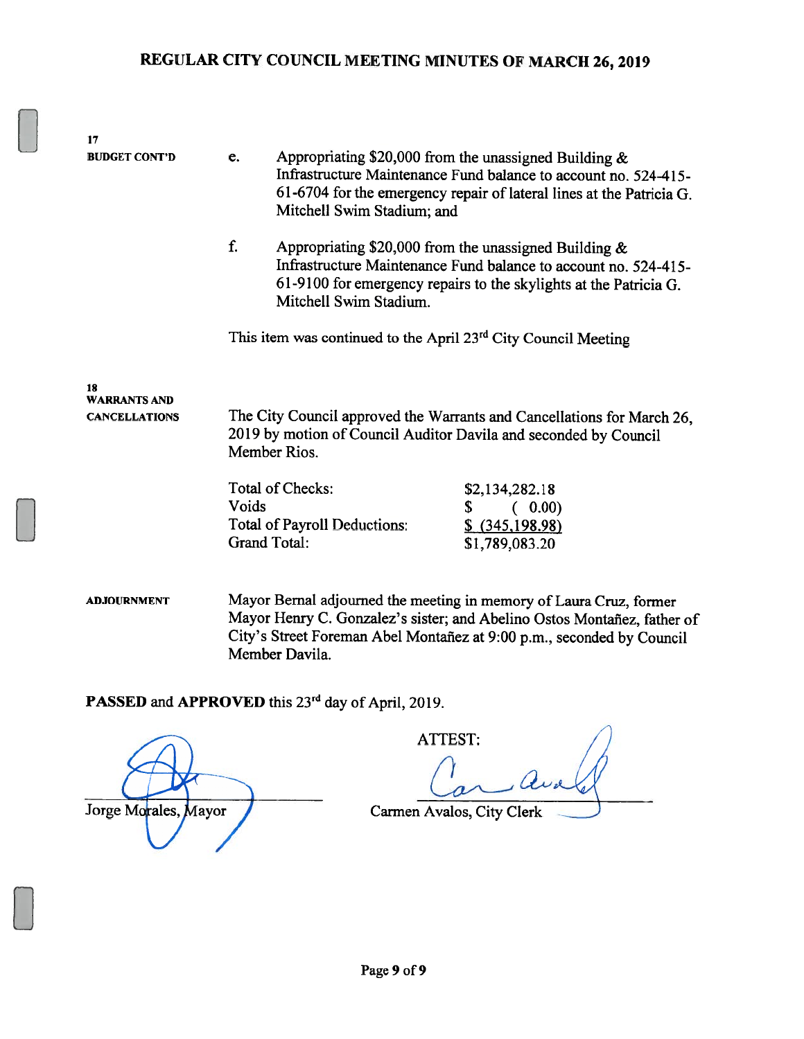**17**
**BUDGET CONT'D**

e. Appropriating $20,000 from the unassigned Building & Infrastructure Maintenance Fund balance to account no. 524-415-61-6704 for the emergency repair of lateral lines at the Patricia G. Mitchell Swim Stadium; and

f. Appropriating $20,000 from the unassigned Building & Infrastructure Maintenance Fund balance to account no. 524-415-61-9100 for emergency repairs to the skylights at the Patricia G. Mitchell Swim Stadium.

This item was continued to the April 23rd City Council Meeting

**18**
**WARRANTS AND CANCELLATIONS**

The City Council approved the Warrants and Cancellations for March 26, 2019 by motion of Council Auditor Davila and seconded by Council Member Rios.

| | |
|---|---|
| Total of Checks: | $2,134,282.18 |
| Voids | $ ( 0.00) |
| Total of Payroll Deductions: | $ (345,198.98) |
| Grand Total: | $1,789,083.20 |

**ADJOURNMENT**

Mayor Bernal adjourned the meeting in memory of Laura Cruz, former Mayor Henry C. Gonzalez's sister; and Abelino Ostos Montañez, father of City's Street Foreman Abel Montañez at 9:00 p.m., seconded by Council Member Davila.

**PASSED** and **APPROVED** this 23rd day of April, 2019.

Jorge Morales, Mayor

ATTEST:

Carmen Avalos, City Clerk